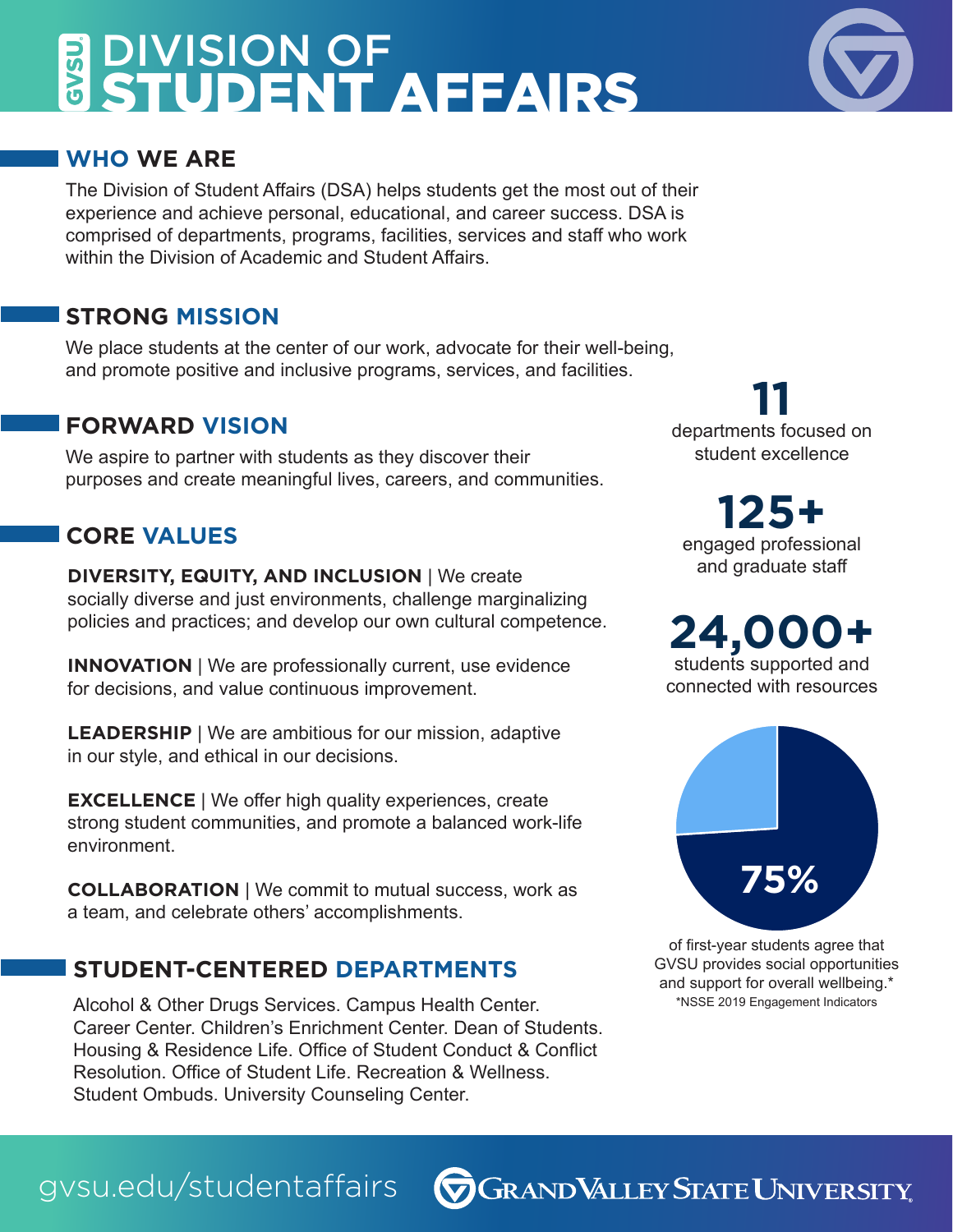# DIVISION OF STUDENT AFFAIRS

## WHO WE ARE

The Division of Student Affairs (DSA) helps students get the most out of their experience and achieve personal, educational, and career success. DSA is comprised of departments, programs, facilities, services and staff who work within the Division of Academic and Student Affairs.

## STRONG MISSION

We place students at the center of our work, advocate for their well-being, and promote positive and inclusive programs, services, and facilities.

## FORWARD VISION

We aspire to partner with students as they discover their purposes and create meaningful lives, careers, and communities.

## CORE VALUES

**DIVERSITY, EQUITY, AND INCLUSION** | We create socially diverse and just environments, challenge marginalizing policies and practices; and develop our own cultural competence.

**INNOVATION** | We are professionally current, use evidence for decisions, and value continuous improvement.

**LEADERSHIP** | We are ambitious for our mission, adaptive in our style, and ethical in our decisions.

**EXCELLENCE** | We offer high quality experiences, create strong student communities, and promote a balanced work-life environment.

**COLLABORATION** | We commit to mutual success, work as a team, and celebrate others' accomplishments.

## STUDENT-CENTERED DEPARTMENTS

Alcohol & Other Drugs Services. Campus Health Center. Career Center. Children's Enrichment Center. Dean of Students. Housing & Residence Life. Office of Student Conduct & Conflict Resolution. Office of Student Life. Recreation & Wellness. Student Ombuds. University Counseling Center.

**11**
departments focused on student excellence

**125+**
engaged professional and graduate staff

**24,000+**
students supported and connected with resources

**75%**
of first-year students agree that GVSU provides social opportunities and support for overall wellbeing.*

*NSSE 2019 Engagement Indicators

gvsu.edu/studentaffairs

GRAND VALLEY STATE UNIVERSITY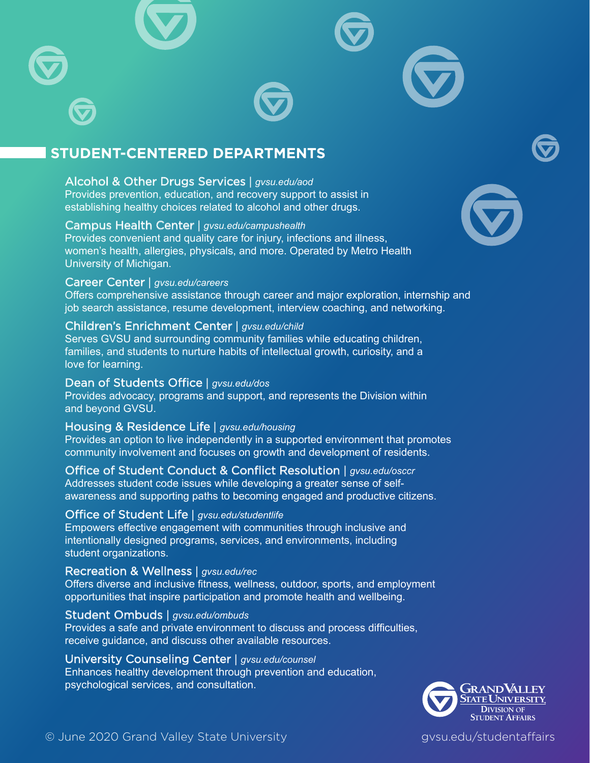## STUDENT-CENTERED DEPARTMENTS

**Alcohol & Other Drugs Services** | *gvsu.edu/aod*
Provides prevention, education, and recovery support to assist in establishing healthy choices related to alcohol and other drugs.

**Campus Health Center** | *gvsu.edu/campushealth*
Provides convenient and quality care for injury, infections and illness, women's health, allergies, physicals, and more. Operated by Metro Health University of Michigan.

**Career Center** | *gvsu.edu/careers*
Offers comprehensive assistance through career and major exploration, internship and job search assistance, resume development, interview coaching, and networking.

**Children's Enrichment Center** | *gvsu.edu/child*
Serves GVSU and surrounding community families while educating children, families, and students to nurture habits of intellectual growth, curiosity, and a love for learning.

**Dean of Students Office** | *gvsu.edu/dos*
Provides advocacy, programs and support, and represents the Division within and beyond GVSU.

**Housing & Residence Life** | *gvsu.edu/housing*
Provides an option to live independently in a supported environment that promotes community involvement and focuses on growth and development of residents.

**Office of Student Conduct & Conflict Resolution** | *gvsu.edu/osccr*
Addresses student code issues while developing a greater sense of self-awareness and supporting paths to becoming engaged and productive citizens.

**Office of Student Life** | *gvsu.edu/studentlife*
Empowers effective engagement with communities through inclusive and intentionally designed programs, services, and environments, including student organizations.

**Recreation & Wellness** | *gvsu.edu/rec*
Offers diverse and inclusive fitness, wellness, outdoor, sports, and employment opportunities that inspire participation and promote health and wellbeing.

**Student Ombuds** | *gvsu.edu/ombuds*
Provides a safe and private environment to discuss and process difficulties, receive guidance, and discuss other available resources.

**University Counseling Center** | *gvsu.edu/counsel*
Enhances healthy development through prevention and education, psychological services, and consultation.

Grand Valley State University
Division of Student Affairs

© June 2020 Grand Valley State University

gvsu.edu/studentaffairs